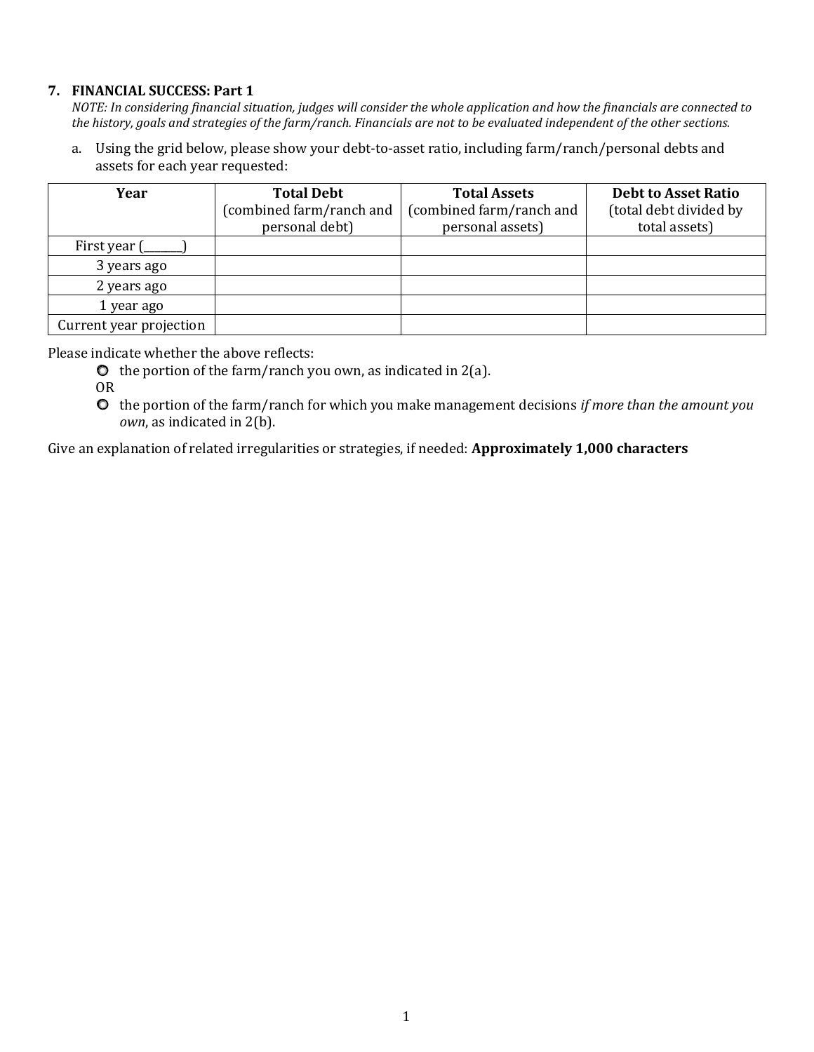### 7. FINANCIAL SUCCESS: Part 1

*NOTE: In considering financial situation, judges will consider the whole application and how the financials are connected to the history, goals and strategies of the farm/ranch. Financials are not to be evaluated independent of the other sections.*

a. Using the grid below, please show your debt-to-asset ratio, including farm/ranch/personal debts and assets for each year requested:

| **Year** | **Total Debt** (combined farm/ranch and personal debt) | **Total Assets** (combined farm/ranch and personal assets) | **Debt to Asset Ratio** (total debt divided by total assets) |
|---|---|---|---|
| First year (_______) | | | |
| 3 years ago | | | |
| 2 years ago | | | |
| 1 year ago | | | |
| Current year projection | | | |

Please indicate whether the above reflects:

- ○ the portion of the farm/ranch you own, as indicated in 2(a).

OR

- ○ the portion of the farm/ranch for which you make management decisions *if more than the amount you own*, as indicated in 2(b).

Give an explanation of related irregularities or strategies, if needed: **Approximately 1,000 characters**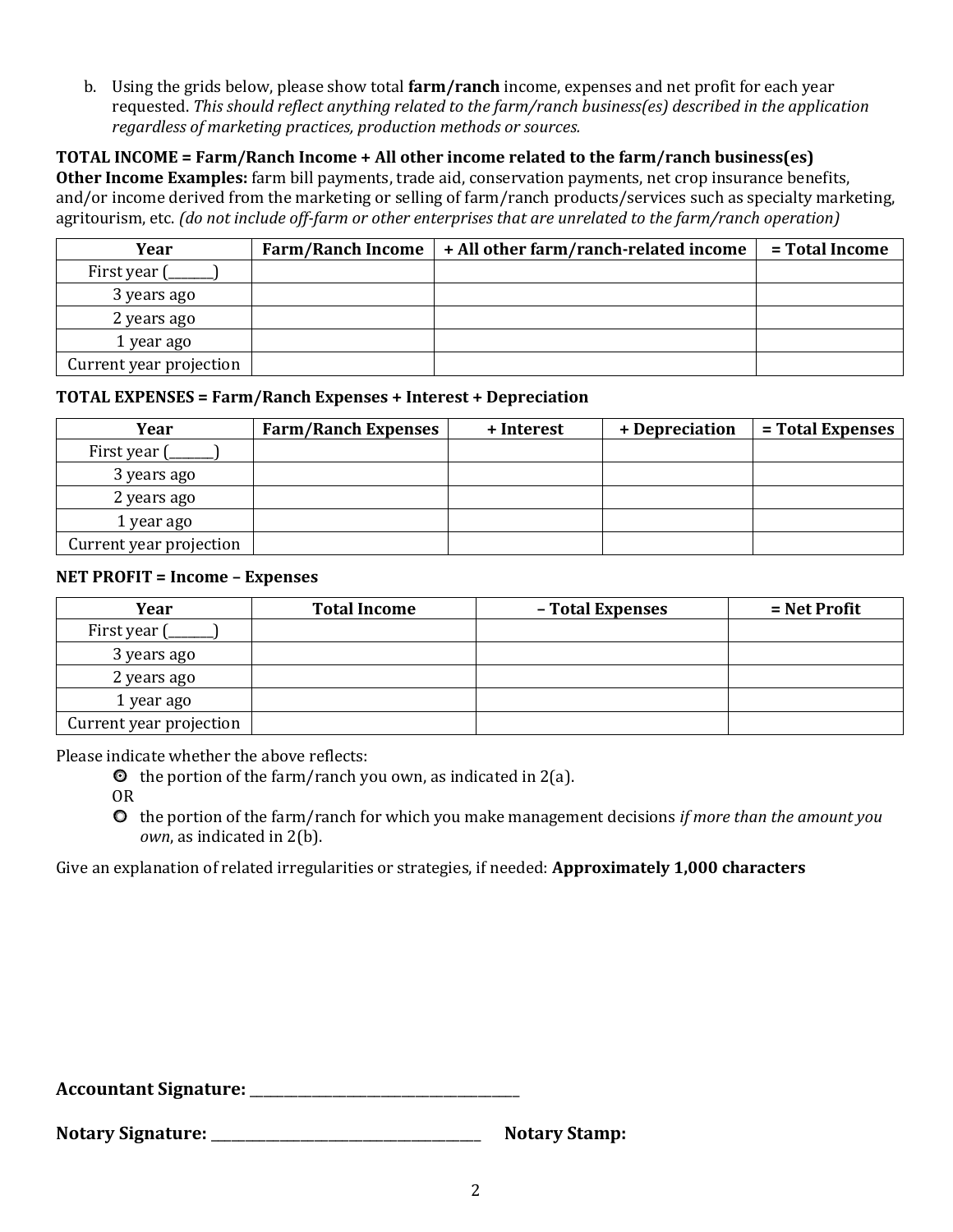b. Using the grids below, please show total **farm/ranch** income, expenses and net profit for each year requested. *This should reflect anything related to the farm/ranch business(es) described in the application regardless of marketing practices, production methods or sources.*

**TOTAL INCOME = Farm/Ranch Income + All other income related to the farm/ranch business(es)**
**Other Income Examples:** farm bill payments, trade aid, conservation payments, net crop insurance benefits, and/or income derived from the marketing or selling of farm/ranch products/services such as specialty marketing, agritourism, etc. *(do not include off-farm or other enterprises that are unrelated to the farm/ranch operation)*

| Year | Farm/Ranch Income | + All other farm/ranch-related income | = Total Income |
|---|---|---|---|
| First year (_______) | | | |
| 3 years ago | | | |
| 2 years ago | | | |
| 1 year ago | | | |
| Current year projection | | | |

**TOTAL EXPENSES = Farm/Ranch Expenses + Interest + Depreciation**

| Year | Farm/Ranch Expenses | + Interest | + Depreciation | = Total Expenses |
|---|---|---|---|---|
| First year (_______) | | | | |
| 3 years ago | | | | |
| 2 years ago | | | | |
| 1 year ago | | | | |
| Current year projection | | | | |

**NET PROFIT = Income – Expenses**

| Year | Total Income | – Total Expenses | = Net Profit |
|---|---|---|---|
| First year (_______) | | | |
| 3 years ago | | | |
| 2 years ago | | | |
| 1 year ago | | | |
| Current year projection | | | |

Please indicate whether the above reflects:

- ⊙ the portion of the farm/ranch you own, as indicated in 2(a).

OR

- ○ the portion of the farm/ranch for which you make management decisions *if more than the amount you own*, as indicated in 2(b).

Give an explanation of related irregularities or strategies, if needed: **Approximately 1,000 characters**

**Accountant Signature:** ______________________________

**Notary Signature:** ______________________________ **Notary Stamp:**